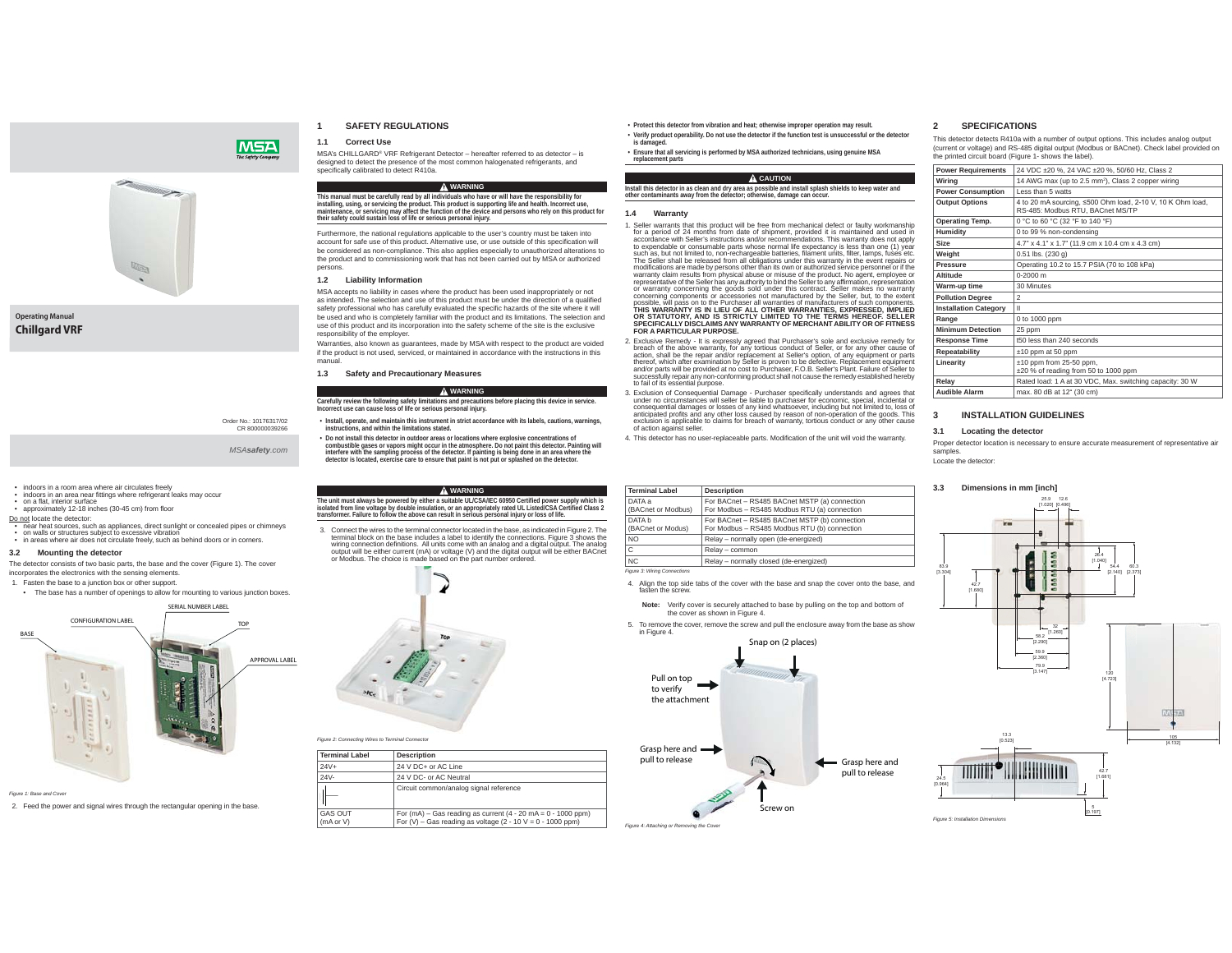MSA
The Safety Company

**Operating Manual**

## Chillgard VRF

Order No.: 10176317/02
CR 800000039266

*MSAsafety.com*

# 1 SAFETY REGULATIONS

## 1.1 Correct Use

MSA's CHILLGARD® VRF Refrigerant Detector – hereafter referred to as detector – is designed to detect the presence of the most common halogenated refrigerants, and specifically calibrated to detect R410a.

**⚠ WARNING**

**This manual must be carefully read by all individuals who have or will have the responsibility for installing, using, or servicing the product. This product is supporting life and health. Incorrect use, maintenance, or servicing may affect the function of the device and persons who rely on this product for their safety could sustain loss of life or serious personal injury.**

Furthermore, the national regulations applicable to the user's country must be taken into account for safe use of this product. Alternative use, or use outside of this specification will be considered as non-compliance. This also applies especially to unauthorized alterations to the product and to commissioning work that has not been carried out by MSA or authorized persons.

## 1.2 Liability Information

MSA accepts no liability in cases where the product has been used inappropriately or not as intended. The selection and use of this product must be under the direction of a qualified safety professional who has carefully evaluated the specific hazards of the site where it will be used and who is completely familiar with the product and its limitations. The selection and use of this product and its incorporation into the safety scheme of the site is the exclusive responsibility of the employer.

Warranties, also known as guarantees, made by MSA with respect to the product are voided if the product is not used, serviced, or maintained in accordance with the instructions in this manual.

## 1.3 Safety and Precautionary Measures

**⚠ WARNING**

**Carefully review the following safety limitations and precautions before placing this device in service. Incorrect use can cause loss of life or serious personal injury.**

- **Install, operate, and maintain this instrument in strict accordance with its labels, cautions, warnings, instructions, and within the limitations stated.**
- **Do not install this detector in outdoor areas or locations where explosive concentrations of combustible gases or vapors might occur in the atmosphere. Do not paint this detector. Painting will interfere with the sampling process of the detector. If painting is being done in an area where the detector is located, exercise care to ensure that paint is not put or splashed on the detector.**
- **Protect this detector from vibration and heat; otherwise improper operation may result.**
- **Verify product operability. Do not use the detector if the function test is unsuccessful or the detector is damaged.**
- **Ensure that all servicing is performed by MSA authorized technicians, using genuine MSA replacement parts**

**⚠ CAUTION**

**Install this detector in as clean and dry area as possible and install splash shields to keep water and other contaminants away from the detector; otherwise, damage can occur.**

## 1.4 Warranty

1. Seller warrants that this product will be free from mechanical defect or faulty workmanship for a period of 24 months from date of shipment, provided it is maintained and used in accordance with Seller's instructions and/or recommendations. This warranty does not apply to expendable or consumable parts whose normal life expectancy is less than one (1) year such as, but not limited to, non-rechargeable batteries, filament units, filter, lamps, fuses etc. The Seller shall be released from all obligations under this warranty in the event repairs or modifications are made by persons other than its own or authorized service personnel or if the warranty claim results from physical abuse or misuse of the product. No agent, employee or representative of the Seller has any authority to bind the Seller to any affirmation, representation or warranty concerning the goods sold under this contract. Seller makes no warranty concerning components or accessories not manufactured by the Seller, but, to the extent possible, will pass on to the Purchaser all warranties of manufacturers of such components. **THIS WARRANTY IS IN LIEU OF ALL OTHER WARRANTIES, EXPRESSED, IMPLIED OR STATUTORY, AND IS STRICTLY LIMITED TO THE TERMS HEREOF. SELLER SPECIFICALLY DISCLAIMS ANY WARRANTY OF MERCHANT ABILITY OR OF FITNESS FOR A PARTICULAR PURPOSE.**
2. Exclusive Remedy - It is expressly agreed that Purchaser's sole and exclusive remedy for breach of the above warranty, for any tortious conduct of Seller, or for any other cause of action, shall be the repair and/or replacement at Seller's option, of any equipment or parts thereof, which after examination by Seller is proven to be defective. Replacement equipment and/or parts will be provided at no cost to Purchaser, F.O.B. Seller's Plant. Failure of Seller to successfully repair any non-conforming product shall not cause the remedy established hereby to fail of its essential purpose.
3. Exclusion of Consequential Damage - Purchaser specifically understands and agrees that under no circumstances will seller be liable to purchaser for economic, special, incidental or consequential damages or losses of any kind whatsoever, including but not limited to, loss of anticipated profits and any other loss caused by reason of non-operation of the goods. This exclusion is applicable to claims for breach of warranty, tortious conduct or any other cause of action against seller.
4. This detector has no user-replaceable parts. Modification of the unit will void the warranty.

# 2 SPECIFICATIONS

This detector detects R410a with a number of output options. This includes analog output (current or voltage) and RS-485 digital output (Modbus or BACnet). Check label provided on the printed circuit board (Figure 1- shows the label).

| | |
|---|---|
| **Power Requirements** | 24 VDC ±20 %, 24 VAC ±20 %, 50/60 Hz, Class 2 |
| **Wiring** | 14 AWG max (up to 2.5 mm²), Class 2 copper wiring |
| **Power Consumption** | Less than 5 watts |
| **Output Options** | 4 to 20 mA sourcing, ≤500 Ohm load, 2-10 V, 10 K Ohm load, RS-485: Modbus RTU, BACnet MS/TP |
| **Operating Temp.** | 0 °C to 60 °C (32 °F to 140 °F) |
| **Humidity** | 0 to 99 % non-condensing |
| **Size** | 4.7" x 4.1" x 1.7" (11.9 cm x 10.4 cm x 4.3 cm) |
| **Weight** | 0.51 lbs. (230 g) |
| **Pressure** | Operating 10.2 to 15.7 PSIA (70 to 108 kPa) |
| **Altitude** | 0-2000 m |
| **Warm-up time** | 30 Minutes |
| **Pollution Degree** | 2 |
| **Installation Category** | II |
| **Range** | 0 to 1000 ppm |
| **Minimum Detection** | 25 ppm |
| **Response Time** | t50 less than 240 seconds |
| **Repeatability** | ±10 ppm at 50 ppm |
| **Linearity** | ±10 ppm from 25-50 ppm, ±20 % of reading from 50 to 1000 ppm |
| **Relay** | Rated load: 1 A at 30 VDC, Max. switching capacity: 30 W |
| **Audible Alarm** | max. 80 dB at 12" (30 cm) |

# 3 INSTALLATION GUIDELINES

## 3.1 Locating the detector

Proper detector location is necessary to ensure accurate measurement of representative air samples.

Locate the detector:

- indoors in a room area where air circulates freely
- indoors in an area near fittings where refrigerant leaks may occur
- on a flat, interior surface
- approximately 12-18 inches (30-45 cm) from floor

Do not locate the detector:

- near heat sources, such as appliances, direct sunlight or concealed pipes or chimneys
- on walls or structures subject to excessive vibration
- in areas where air does not circulate freely, such as behind doors or in corners.

## 3.2 Mounting the detector

The detector consists of two basic parts, the base and the cover (Figure 1). The cover incorporates the electronics with the sensing elements.

1. Fasten the base to a junction box or other support.
   - The base has a number of openings to allow for mounting to various junction boxes.

CONFIGURATION LABEL
SERIAL NUMBER LABEL
BASE
TOP
APPROVAL LABEL

*Figure 1: Base and Cover*

2. Feed the power and signal wires through the rectangular opening in the base.

**⚠ WARNING**

**The unit must always be powered by either a suitable UL/CSA/IEC 60950 Certified power supply which is isolated from line voltage by double insulation, or an appropriately rated UL Listed/CSA Certified Class 2 transformer. Failure to follow the above can result in serious personal injury and loss of life.**

3. Connect the wires to the terminal connector located in the base, as indicated in Figure 2. The terminal block on the base includes a label to identify the connections. Figure 3 shows the wiring connection definitions. All units come with an analog and a digital output. The analog output will be either current (mA) or voltage (V) and the digital output will be either BACnet or Modbus. The choice is made based on the part number ordered.

TOP

*Figure 2: Connecting Wires to Terminal Connector*

| Terminal Label | Description |
|---|---|
| 24V+ | 24 V DC+ or AC Line |
| 24V- | 24 V DC- or AC Neutral |
| ⏚ | Circuit common/analog signal reference |
| GAS OUT (mA or V) | For (mA) – Gas reading as current (4 - 20 mA = 0 - 1000 ppm) For (V) – Gas reading as voltage (2 - 10 V = 0 - 1000 ppm) |
| DATA a (BACnet or Modbus) | For BACnet – RS485 BACnet MSTP (a) connection For Modbus – RS485 Modbus RTU (a) connection |
| DATA b (BACnet or Modbus) | For BACnet – RS485 BACnet MSTP (b) connection For Modbus – RS485 Modbus RTU (b) connection |
| NO | Relay – normally open (de-energized) |
| C | Relay – common |
| NC | Relay – normally closed (de-energized) |

*Figure 3: Wiring Connections*

4. Align the top side tabs of the cover with the base and snap the cover onto the base, and fasten the screw.

   **Note:** Verify cover is securely attached to base by pulling on the top and bottom of the cover as shown in Figure 4.

5. To remove the cover, remove the screw and pull the enclosure away from the base as show in Figure 4.

Snap on (2 places)
Pull on top to verify the attachment
Grasp here and pull to release
Grasp here and pull to release
Screw on

*Figure 4: Attaching or Removing the Cover*

## 3.3 Dimensions in mm [inch]

25.9 [1.020] 12.6 [0.496]
26.4 [1.040]
83.9 [3.304]
54.4 [2.140]
60.3 [2.373]
42.7 [1.680]
32 [1.260]
58.2 [2.290]
59.9 [2.360]
79.9 [3.147]
120 [4.723]
105 [4.132]
13.3 [0.523]
42.7 [1.681]
24.5 [0.964]
5 [0.197]

*Figure 5: Installation Dimensions*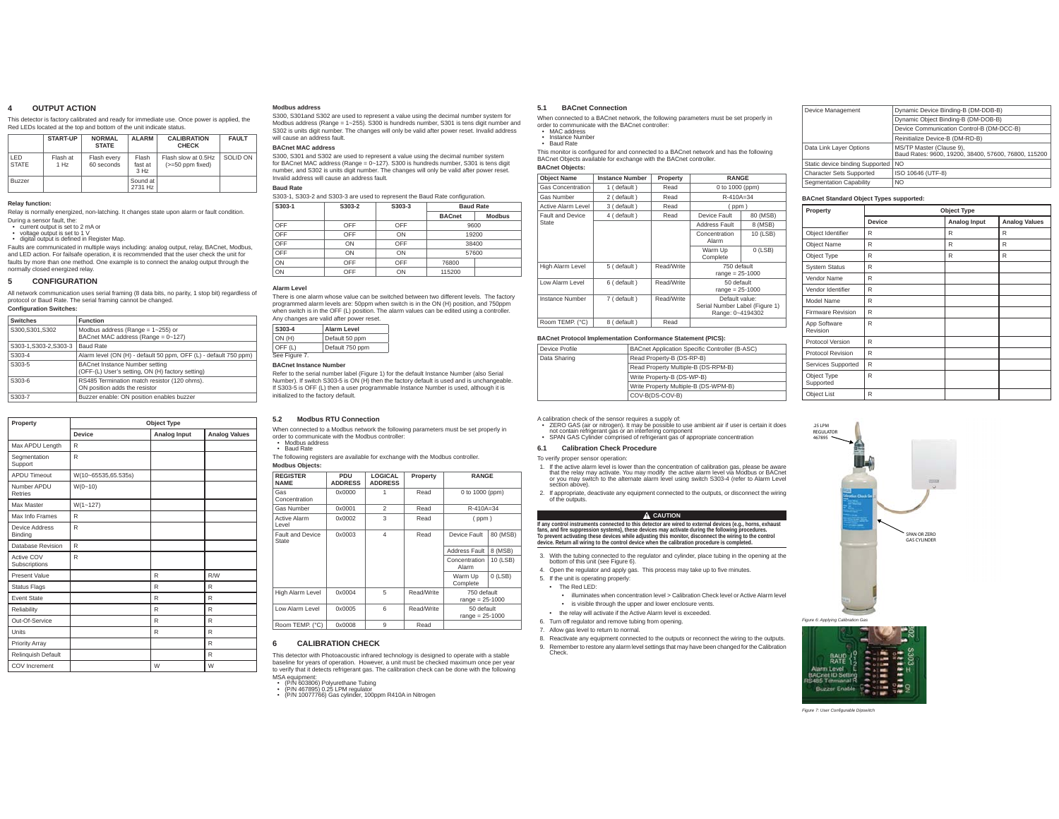## 4 OUTPUT ACTION

This detector is factory calibrated and ready for immediate use. Once power is applied, the Red LEDs located at the top and bottom of the unit indicate status.

| | START-UP | NORMAL STATE | ALARM | CALIBRATION CHECK | FAULT |
|---|---|---|---|---|---|
| LED STATE | Flash at 1 Hz | Flash every 60 seconds | Flash fast at 3 Hz | Flash slow at 0.5Hz (>=50 ppm fixed) | SOLID ON |
| Buzzer | | | Sound at 2731 Hz | | |

**Relay function:**

Relay is normally energized, non-latching. It changes state upon alarm or fault condition.

During a sensor fault, the:
- current output is set to 2 mA or
- voltage output is set to 1 V
- digital output is defined in Register Map.

Faults are communicated in multiple ways including: analog output, relay, BACnet, Modbus, and LED action. For failsafe operation, it is recommended that the user check the unit for faults by more than one method. One example is to connect the analog output through the normally closed energized relay.

## 5 CONFIGURATION

All network communication uses serial framing (8 data bits, no parity, 1 stop bit) regardless of protocol or Baud Rate. The serial framing cannot be changed.

**Configuration Switches:**

| Switches | Function |
|---|---|
| S300,S301,S302 | Modbus address (Range = 1~255) or BACnet MAC address (Range = 0~127) |
| S303-1,S303-2,S303-3 | Baud Rate |
| S303-4 | Alarm level (ON (H) - default 50 ppm, OFF (L) - default 750 ppm) |
| S303-5 | BACnet Instance Number setting (OFF-(L) User's setting, ON (H) factory setting) |
| S303-6 | RS485 Termination match resistor (120 ohms). ON position adds the resistor |
| S303-7 | Buzzer enable: ON position enables buzzer |

| Property | Object Type | | |
|---|---|---|---|
| | Device | Analog Input | Analog Values |
| Max APDU Length | R | | |
| Segmentation Support | R | | |
| APDU Timeout | W(10~65535,65.535s) | | |
| Number APDU Retries | W(0~10) | | |
| Max Master | W(1~127) | | |
| Max Info Frames | R | | |
| Device Address Binding | R | | |
| Database Revision | R | | |
| Active COV Subscriptions | R | | |
| Present Value | | R | R/W |
| Status Flags | | R | R |
| Event State | | R | R |
| Reliability | | R | R |
| Out-Of-Service | | R | R |
| Units | | R | R |
| Priority Array | | | R |
| Relinquish Default | | | R |
| COV Increment | | W | W |

**Modbus address**

S300, S301and S302 are used to represent a value using the decimal number system for Modbus address (Range = 1~255). S300 is hundreds number, S301 is tens digit number and S302 is units digit number. The changes will only be valid after power reset. Invalid address will cause an address fault.

**BACnet MAC address**

S300, S301 and S302 are used to represent a value using the decimal number system for BACnet MAC address (Range = 0~127). S300 is hundreds number, S301 is tens digit number, and S302 is units digit number. The changes will only be valid after power reset. Invalid address will cause an address fault.

**Baud Rate**

S303-1, S303-2 and S303-3 are used to represent the Baud Rate configuration.

| S303-1 | S303-2 | S303-3 | Baud Rate | |
|---|---|---|---|---|
| | | | BACnet | Modbus |
| OFF | OFF | OFF | 9600 | |
| OFF | OFF | ON | 19200 | |
| OFF | ON | OFF | 38400 | |
| OFF | ON | ON | 57600 | |
| ON | OFF | OFF | 76800 | |
| ON | OFF | ON | 115200 | |

**Alarm Level**

There is one alarm whose value can be switched between two different levels. The factory programmed alarm levels are: 50ppm when switch is in the ON (H) position, and 750ppm when switch is in the OFF (L) position. The alarm values can be edited using a controller. Any changes are valid after power reset.

| S303-4 | Alarm Level |
|---|---|
| ON (H) | Default 50 ppm |
| OFF (L) | Default 750 ppm |

See Figure 7.

**BACnet Instance Number**

Refer to the serial number label (Figure 1) for the default Instance Number (also Serial Number). If switch S303-5 is ON (H) then the factory default is used and is unchangeable. If S303-5 is OFF (L) then a user programmable Instance Number is used, although it is initialized to the factory default.

### 5.2 Modbus RTU Connection

When connected to a Modbus network the following parameters must be set properly in order to communicate with the Modbus controller:
- Modbus address
- Baud Rate

The following registers are available for exchange with the Modbus controller.

**Modbus Objects:**

| REGISTER NAME | PDU ADDRESS | LOGICAL ADDRESS | Property | RANGE | |
|---|---|---|---|---|---|
| Gas Concentration | 0x0000 | 1 | Read | 0 to 1000 (ppm) | |
| Gas Number | 0x0001 | 2 | Read | R-410A=34 | |
| Active Alarm Level | 0x0002 | 3 | Read | ( ppm ) | |
| Fault and Device State | 0x0003 | 4 | Read | Device Fault | 80 (MSB) |
| | | | | Address Fault | 8 (MSB) |
| | | | | Concentration Alarm | 10 (LSB) |
| | | | | Warm Up Complete | 0 (LSB) |
| High Alarm Level | 0x0004 | 5 | Read/Write | 750 default range = 25-1000 | |
| Low Alarm Level | 0x0005 | 6 | Read/Write | 50 default range = 25-1000 | |
| Room TEMP. (°C) | 0x0008 | 9 | Read | | |

## 6 CALIBRATION CHECK

This detector with Photoacoustic infrared technology is designed to operate with a stable baseline for years of operation. However, a unit must be checked maximum once per year to verify that it detects refrigerant gas. The calibration check can be done with the following MSA equipment:
- (P/N 603806) Polyurethane Tubing
- (P/N 467895) 0.25 LPM regulator
- (P/N 10077786) Gas cylinder, 100ppm R410A in Nitrogen

### 5.1 BACnet Connection

When connected to a BACnet network, the following parameters must be set properly in order to communicate with the BACnet controller:
- MAC address
- Instance Number
- Baud Rate

This monitor is configured for and connected to a BACnet network and has the following BACnet Objects available for exchange with the BACnet controller.

**BACnet Objects:**

| Object Name | Instance Number | Property | RANGE | |
|---|---|---|---|---|
| Gas Concentration | 1 ( default ) | Read | 0 to 1000 (ppm) | |
| Gas Number | 2 ( default ) | Read | R-410A=34 | |
| Active Alarm Level | 3 ( default ) | Read | ( ppm ) | |
| Fault and Device State | 4 ( default ) | Read | Device Fault | 80 (MSB) |
| | | | Address Fault | 8 (MSB) |
| | | | Concentration Alarm | 10 (LSB) |
| | | | Warm Up Complete | 0 (LSB) |
| High Alarm Level | 5 ( default ) | Read/Write | 750 default range = 25-1000 | |
| Low Alarm Level | 6 ( default ) | Read/Write | 50 default range = 25-1000 | |
| Instance Number | 7 ( default ) | Read/Write | Default value: Serial Number Label (Figure 1) Range: 0~4194302 | |
| Room TEMP. (°C) | 8 ( default ) | Read | | |

**BACnet Protocol Implementation Conformance Statement (PICS):**

| | |
|---|---|
| Device Profile | BACnet Application Specific Controller (B-ASC) |
| Data Sharing | Read Property-B (DS-RP-B) |
| | Read Property Multiple-B (DS-RPM-B) |
| | Write Property-B (DS-WP-B) |
| | Write Property Multiple-B (DS-WPM-B) |
| | COV-B(DS-COV-B) |
| Device Management | Dynamic Device Binding-B (DM-DDB-B) |
| | Dynamic Object Binding-B (DM-DOB-B) |
| | Device Communication Control-B (DM-DCC-B) |
| | Reinitialize Device-B (DM-RD-B) |
| Data Link Layer Options | MS/TP Master (Clause 9), Baud Rates: 9600, 19200, 38400, 57600, 76800, 115200 |
| Static device binding Supported | NO |
| Character Sets Supported | ISO 10646 (UTF-8) |
| Segmentation Capability | NO |

**BACnet Standard Object Types supported:**

| Property | Object Type | | |
|---|---|---|---|
| | Device | Analog Input | Analog Values |
| Object Identifier | R | R | R |
| Object Name | R | R | R |
| Object Type | R | R | R |
| System Status | R | | |
| Vendor Name | R | | |
| Vendor Identifier | R | | |
| Model Name | R | | |
| Firmware Revision | R | | |
| App Software Revision | R | | |
| Protocol Version | R | | |
| Protocol Revision | R | | |
| Services Supported | R | | |
| Object Type Supported | R | | |
| Object List | R | | |

A calibration check of the sensor requires a supply of:
- ZERO GAS (air or nitrogen). It may be possible to use ambient air if user is certain it does not contain refrigerant gas or an interfering component
- SPAN GAS Cylinder comprised of refrigerant gas of appropriate concentration

### 6.1 Calibration Check Procedure

To verify proper sensor operation:

1. If the active alarm level is lower than the concentration of calibration gas, please be aware that the relay may activate. You may modify the active alarm level via Modbus or BACnet or you may switch to the alternate alarm level using switch S303-4 (refer to Alarm Level section above).
2. If appropriate, deactivate any equipment connected to the outputs, or disconnect the wiring of the outputs.

**⚠ CAUTION**

**If any control instruments connected to this detector are wired to external devices (e.g., horns, exhaust fans, and fire suppression systems), these devices may activate during the following procedures. To prevent activating these devices while adjusting this monitor, disconnect the wiring to the control device. Return all wiring to the control device when the calibration procedure is completed.**

3. With the tubing connected to the regulator and cylinder, place tubing in the opening at the bottom of this unit (see Figure 6).
4. Open the regulator and apply gas. This process may take up to five minutes.
5. If the unit is operating properly:
   - The Red LED:
     - illuminates when concentration level > Calibration Check level or Active Alarm level
     - is visible through the upper and lower enclosure vents.
   - the relay will activate if the Active Alarm level is exceeded.
6. Turn off regulator and remove tubing from opening.
7. Allow gas level to return to normal.
8. Reactivate any equipment connected to the outputs or reconnect the wiring to the outputs.
9. Remember to restore any alarm level settings that may have been changed for the Calibration Check.

.25 LPM REGULATOR 467895

SPAN OR ZERO GAS CYLINDER

*Figure 6: Applying Calibration Gas*

BAUD RATE
Alarm Level
BACnet ID Setting
RS485 Terminal R
Buzzer Enable
S303
ON

*Figure 7: User Configurable Dipswitch*